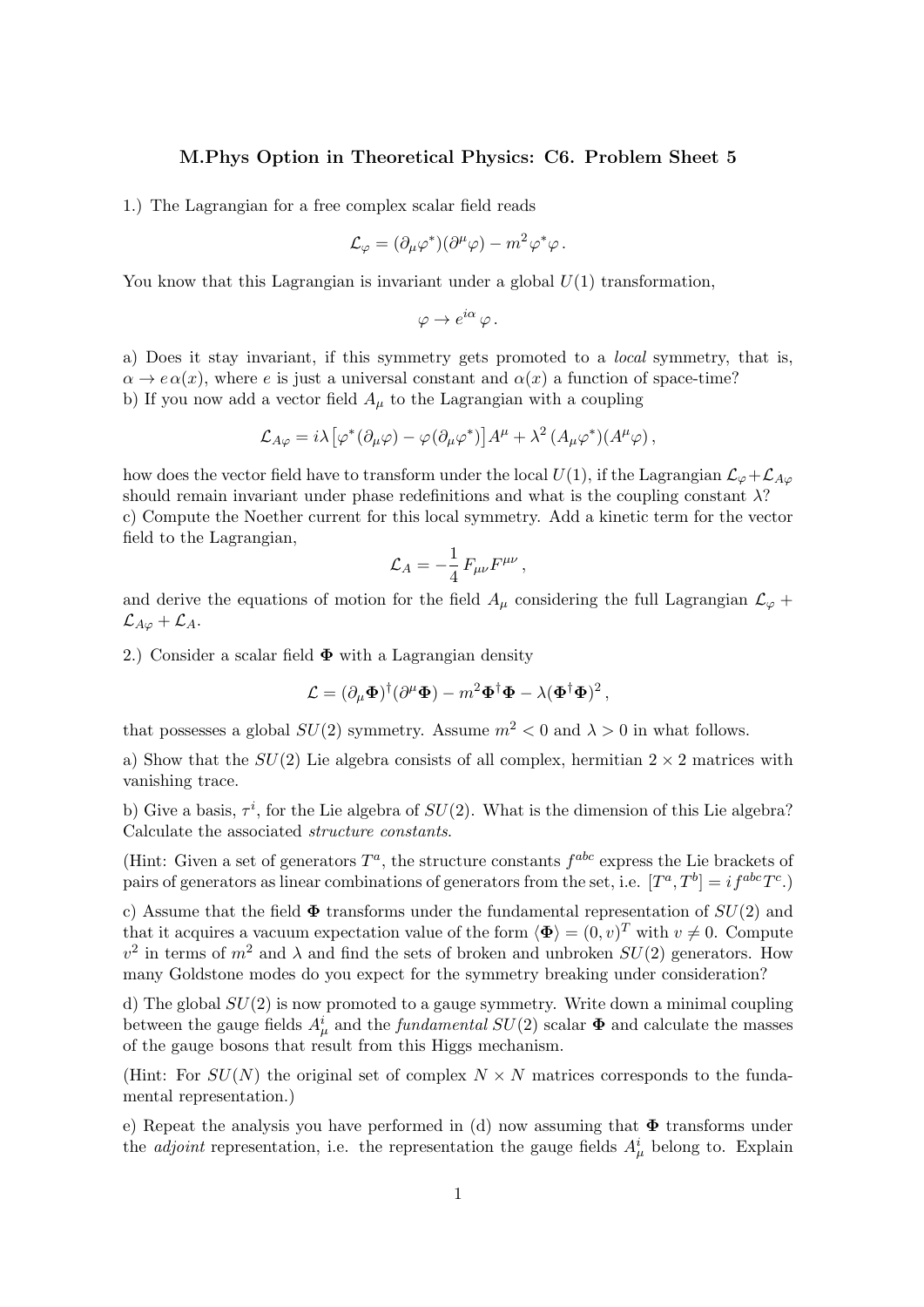# M.Phys Option in Theoretical Physics: C6. Problem Sheet 5

1.) The Lagrangian for a free complex scalar field reads

$$\mathcal{L}_\varphi = (\partial_\mu \varphi^*)(\partial^\mu \varphi) - m^2 \varphi^* \varphi \,.$$

You know that this Lagrangian is invariant under a global $U(1)$ transformation,

$$\varphi \to e^{i\alpha}\, \varphi \,.$$

a) Does it stay invariant, if this symmetry gets promoted to a *local* symmetry, that is, $\alpha \to e\,\alpha(x)$, where $e$ is just a universal constant and $\alpha(x)$ a function of space-time?

b) If you now add a vector field $A_\mu$ to the Lagrangian with a coupling

$$\mathcal{L}_{A\varphi} = i\lambda \left[\varphi^* (\partial_\mu \varphi) - \varphi (\partial_\mu \varphi^*)\right] A^\mu + \lambda^2\, (A_\mu \varphi^*)(A^\mu \varphi)\,,$$

how does the vector field have to transform under the local $U(1)$, if the Lagrangian $\mathcal{L}_\varphi + \mathcal{L}_{A\varphi}$ should remain invariant under phase redefinitions and what is the coupling constant $\lambda$?

c) Compute the Noether current for this local symmetry. Add a kinetic term for the vector field to the Lagrangian,

$$\mathcal{L}_A = -\frac{1}{4}\, F_{\mu\nu} F^{\mu\nu}\,,$$

and derive the equations of motion for the field $A_\mu$ considering the full Lagrangian $\mathcal{L}_\varphi + \mathcal{L}_{A\varphi} + \mathcal{L}_A$.

2.) Consider a scalar field $\mathbf{\Phi}$ with a Lagrangian density

$$\mathcal{L} = (\partial_\mu \mathbf{\Phi})^\dagger (\partial^\mu \mathbf{\Phi}) - m^2 \mathbf{\Phi}^\dagger \mathbf{\Phi} - \lambda (\mathbf{\Phi}^\dagger \mathbf{\Phi})^2\,,$$

that possesses a global $SU(2)$ symmetry. Assume $m^2 < 0$ and $\lambda > 0$ in what follows.

a) Show that the $SU(2)$ Lie algebra consists of all complex, hermitian $2 \times 2$ matrices with vanishing trace.

b) Give a basis, $\tau^i$, for the Lie algebra of $SU(2)$. What is the dimension of this Lie algebra? Calculate the associated *structure constants*.

(Hint: Given a set of generators $T^a$, the structure constants $f^{abc}$ express the Lie brackets of pairs of generators as linear combinations of generators from the set, i.e. $[T^a, T^b] = i f^{abc} T^c$.)

c) Assume that the field $\mathbf{\Phi}$ transforms under the fundamental representation of $SU(2)$ and that it acquires a vacuum expectation value of the form $\langle \mathbf{\Phi} \rangle = (0, v)^T$ with $v \neq 0$. Compute $v^2$ in terms of $m^2$ and $\lambda$ and find the sets of broken and unbroken $SU(2)$ generators. How many Goldstone modes do you expect for the symmetry breaking under consideration?

d) The global $SU(2)$ is now promoted to a gauge symmetry. Write down a minimal coupling between the gauge fields $A^i_\mu$ and the *fundamental* $SU(2)$ scalar $\mathbf{\Phi}$ and calculate the masses of the gauge bosons that result from this Higgs mechanism.

(Hint: For $SU(N)$ the original set of complex $N \times N$ matrices corresponds to the fundamental representation.)

e) Repeat the analysis you have performed in (d) now assuming that $\mathbf{\Phi}$ transforms under the *adjoint* representation, i.e. the representation the gauge fields $A^i_\mu$ belong to. Explain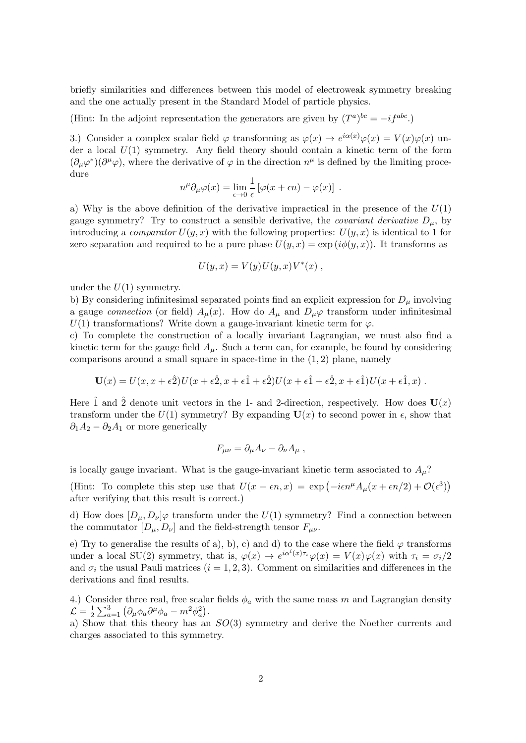briefly similarities and differences between this model of electroweak symmetry breaking and the one actually present in the Standard Model of particle physics.

(Hint: In the adjoint representation the generators are given by $(T^a)^{bc} = -if^{abc}$.)

3.) Consider a complex scalar field $\varphi$ transforming as $\varphi(x) \to e^{i\alpha(x)}\varphi(x) = V(x)\varphi(x)$ under a local $U(1)$ symmetry. Any field theory should contain a kinetic term of the form $(\partial_\mu \varphi^*)(\partial^\mu \varphi)$, where the derivative of $\varphi$ in the direction $n^\mu$ is defined by the limiting procedure

$$n^\mu \partial_\mu \varphi(x) = \lim_{\epsilon \to 0} \frac{1}{\epsilon} \left[ \varphi(x + \epsilon n) - \varphi(x) \right] .$$

a) Why is the above definition of the derivative impractical in the presence of the $U(1)$ gauge symmetry? Try to construct a sensible derivative, the *covariant derivative* $D_\mu$, by introducing a *comparator* $U(y, x)$ with the following properties: $U(y, x)$ is identical to 1 for zero separation and required to be a pure phase $U(y, x) = \exp(i\phi(y, x))$. It transforms as

$$U(y, x) = V(y)U(y, x)V^*(x) ,$$

under the $U(1)$ symmetry.

b) By considering infinitesimal separated points find an explicit expression for $D_\mu$ involving a gauge *connection* (or field) $A_\mu(x)$. How do $A_\mu$ and $D_\mu \varphi$ transform under infinitesimal $U(1)$ transformations? Write down a gauge-invariant kinetic term for $\varphi$.

c) To complete the construction of a locally invariant Lagrangian, we must also find a kinetic term for the gauge field $A_\mu$. Such a term can, for example, be found by considering comparisons around a small square in space-time in the $(1, 2)$ plane, namely

$$\mathbf{U}(x) = U(x, x + \epsilon\hat{2})U(x + \epsilon\hat{2}, x + \epsilon\hat{1} + \epsilon\hat{2})U(x + \epsilon\hat{1} + \epsilon\hat{2}, x + \epsilon\hat{1})U(x + \epsilon\hat{1}, x) .$$

Here $\hat{1}$ and $\hat{2}$ denote unit vectors in the 1- and 2-direction, respectively. How does $\mathbf{U}(x)$ transform under the $U(1)$ symmetry? By expanding $\mathbf{U}(x)$ to second power in $\epsilon$, show that $\partial_1 A_2 - \partial_2 A_1$ or more generically

$$F_{\mu\nu} = \partial_\mu A_\nu - \partial_\nu A_\mu ,$$

is locally gauge invariant. What is the gauge-invariant kinetic term associated to $A_\mu$?

(Hint: To complete this step use that $U(x + \epsilon n, x) = \exp\left(-i\epsilon n^\mu A_\mu(x + \epsilon n/2) + \mathcal{O}(\epsilon^3)\right)$ after verifying that this result is correct.)

d) How does $[D_\mu, D_\nu]\varphi$ transform under the $U(1)$ symmetry? Find a connection between the commutator $[D_\mu, D_\nu]$ and the field-strength tensor $F_{\mu\nu}$.

e) Try to generalise the results of a), b), c) and d) to the case where the field $\varphi$ transforms under a local SU(2) symmetry, that is, $\varphi(x) \to e^{i\alpha^i(x)\tau_i}\varphi(x) = V(x)\varphi(x)$ with $\tau_i = \sigma_i/2$ and $\sigma_i$ the usual Pauli matrices ($i = 1, 2, 3$). Comment on similarities and differences in the derivations and final results.

4.) Consider three real, free scalar fields $\phi_a$ with the same mass $m$ and Lagrangian density $\mathcal{L} = \frac{1}{2}\sum_{a=1}^{3}\left(\partial_\mu \phi_a \partial^\mu \phi_a - m^2 \phi_a^2\right)$.

a) Show that this theory has an $SO(3)$ symmetry and derive the Noether currents and charges associated to this symmetry.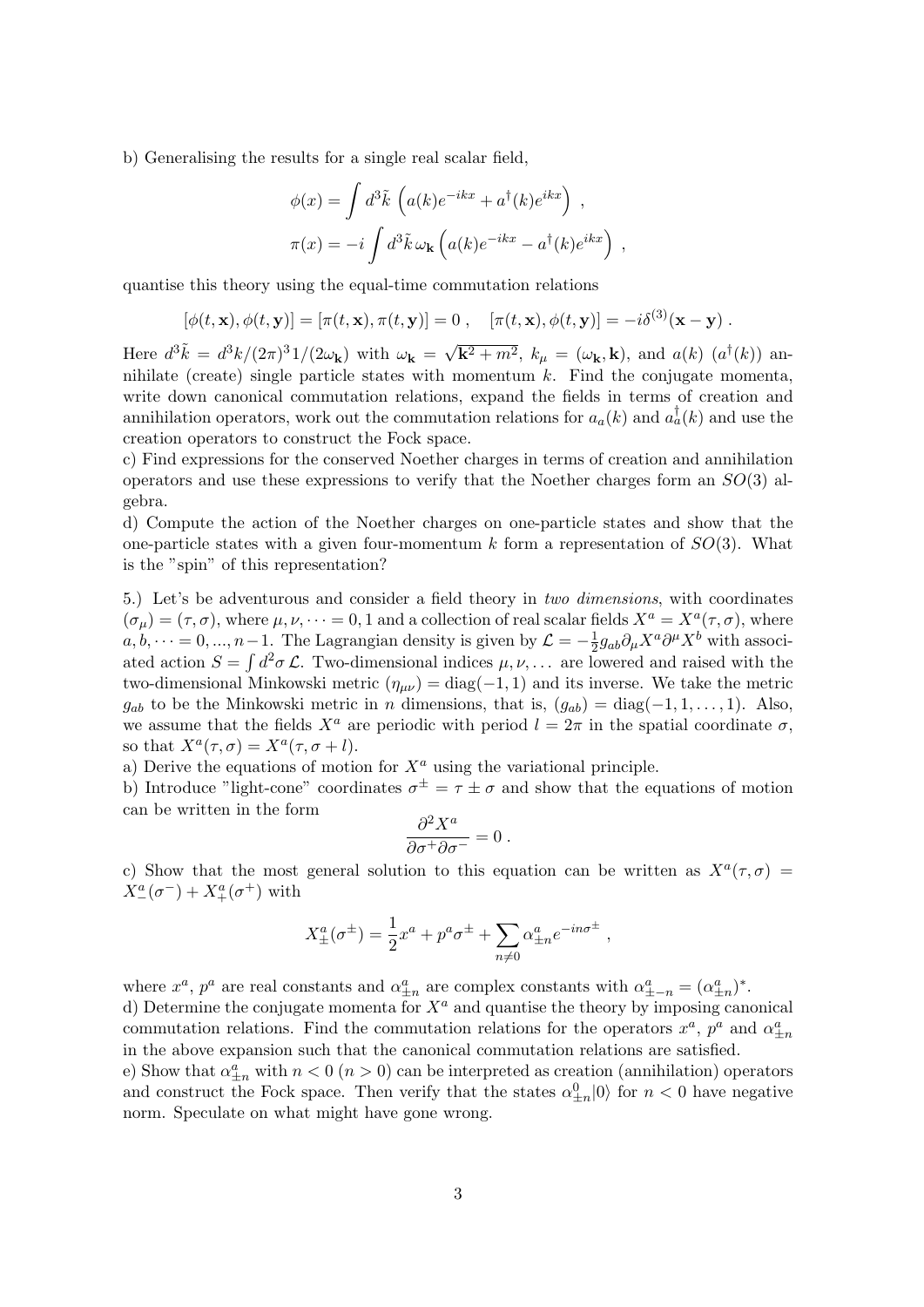b) Generalising the results for a single real scalar field,

$$\phi(x) = \int d^3\tilde{k}\, \left( a(k) e^{-ikx} + a^\dagger(k) e^{ikx} \right) ,$$

$$\pi(x) = -i \int d^3\tilde{k}\, \omega_{\mathbf{k}} \left( a(k) e^{-ikx} - a^\dagger(k) e^{ikx} \right) ,$$

quantise this theory using the equal-time commutation relations

$$[\phi(t, \mathbf{x}), \phi(t, \mathbf{y})] = [\pi(t, \mathbf{x}), \pi(t, \mathbf{y})] = 0 , \quad [\pi(t, \mathbf{x}), \phi(t, \mathbf{y})] = -i\delta^{(3)}(\mathbf{x} - \mathbf{y}) .$$

Here $d^3\tilde{k} = d^3k/(2\pi)^3 1/(2\omega_{\mathbf{k}})$ with $\omega_{\mathbf{k}} = \sqrt{\mathbf{k}^2 + m^2}$, $k_\mu = (\omega_{\mathbf{k}}, \mathbf{k})$, and $a(k)$ ($a^\dagger(k)$) annihilate (create) single particle states with momentum $k$. Find the conjugate momenta, write down canonical commutation relations, expand the fields in terms of creation and annihilation operators, work out the commutation relations for $a_a(k)$ and $a_a^\dagger(k)$ and use the creation operators to construct the Fock space.

c) Find expressions for the conserved Noether charges in terms of creation and annihilation operators and use these expressions to verify that the Noether charges form an $SO(3)$ algebra.

d) Compute the action of the Noether charges on one-particle states and show that the one-particle states with a given four-momentum $k$ form a representation of $SO(3)$. What is the "spin" of this representation?

5.) Let's be adventurous and consider a field theory in *two dimensions*, with coordinates $(\sigma_\mu) = (\tau, \sigma)$, where $\mu, \nu, \dots = 0, 1$ and a collection of real scalar fields $X^a = X^a(\tau, \sigma)$, where $a, b, \dots = 0, ..., n-1$. The Lagrangian density is given by $\mathcal{L} = -\frac{1}{2} g_{ab} \partial_\mu X^a \partial^\mu X^b$ with associated action $S = \int d^2\sigma\, \mathcal{L}$. Two-dimensional indices $\mu, \nu, \dots$ are lowered and raised with the two-dimensional Minkowski metric $(\eta_{\mu\nu}) = \mathrm{diag}(-1, 1)$ and its inverse. We take the metric $g_{ab}$ to be the Minkowski metric in $n$ dimensions, that is, $(g_{ab}) = \mathrm{diag}(-1, 1, \dots, 1)$. Also, we assume that the fields $X^a$ are periodic with period $l = 2\pi$ in the spatial coordinate $\sigma$, so that $X^a(\tau, \sigma) = X^a(\tau, \sigma + l)$.

a) Derive the equations of motion for $X^a$ using the variational principle.

b) Introduce "light-cone" coordinates $\sigma^\pm = \tau \pm \sigma$ and show that the equations of motion can be written in the form

$$\frac{\partial^2 X^a}{\partial \sigma^+ \partial \sigma^-} = 0 .$$

c) Show that the most general solution to this equation can be written as $X^a(\tau, \sigma) = X^a_-(\sigma^-) + X^a_+(\sigma^+)$ with

$$X^a_\pm(\sigma^\pm) = \frac{1}{2} x^a + p^a \sigma^\pm + \sum_{n \neq 0} \alpha^a_{\pm n} e^{-in\sigma^\pm} ,$$

where $x^a$, $p^a$ are real constants and $\alpha^a_{\pm n}$ are complex constants with $\alpha^a_{\pm -n} = (\alpha^a_{\pm n})^*$.

d) Determine the conjugate momenta for $X^a$ and quantise the theory by imposing canonical commutation relations. Find the commutation relations for the operators $x^a$, $p^a$ and $\alpha^a_{\pm n}$ in the above expansion such that the canonical commutation relations are satisfied.

e) Show that $\alpha^a_{\pm n}$ with $n < 0$ ($n > 0$) can be interpreted as creation (annihilation) operators and construct the Fock space. Then verify that the states $\alpha^0_{\pm n}|0\rangle$ for $n < 0$ have negative norm. Speculate on what might have gone wrong.